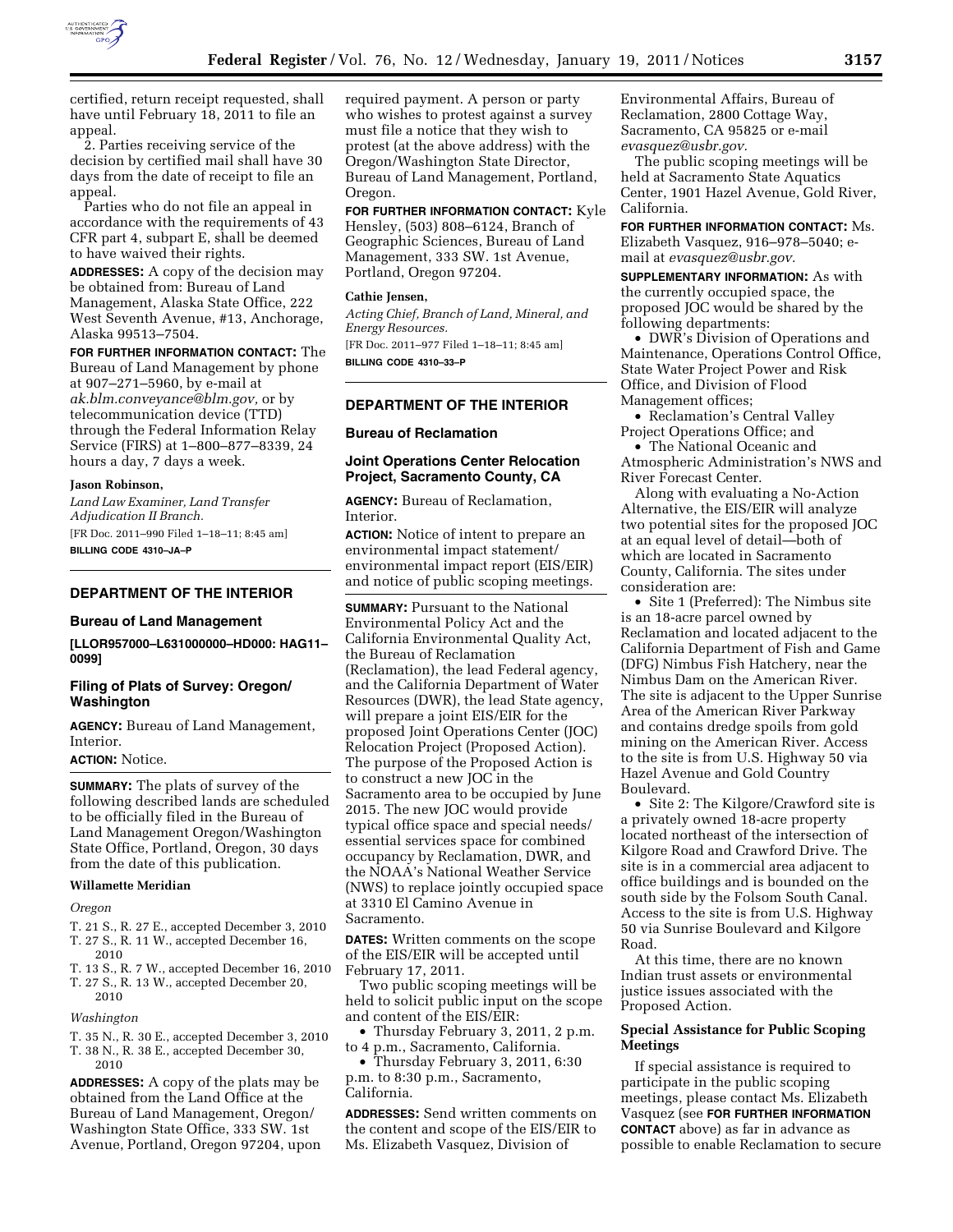certified, return receipt requested, shall have until February 18, 2011 to file an appeal.

2. Parties receiving service of the decision by certified mail shall have 30 days from the date of receipt to file an appeal.

Parties who do not file an appeal in accordance with the requirements of 43 CFR part 4, subpart E, shall be deemed to have waived their rights.

**ADDRESSES:** A copy of the decision may be obtained from: Bureau of Land Management, Alaska State Office, 222 West Seventh Avenue, #13, Anchorage, Alaska 99513–7504.

**FOR FURTHER INFORMATION CONTACT:** The Bureau of Land Management by phone at 907–271–5960, by e-mail at *ak.blm.conveyance@blm.gov,* or by telecommunication device (TTD) through the Federal Information Relay Service (FIRS) at 1–800–877–8339, 24 hours a day, 7 days a week.

**Jason Robinson,**

*Land Law Examiner, Land Transfer Adjudication II Branch.*

[FR Doc. 2011–990 Filed 1–18–11; 8:45 am]

**BILLING CODE 4310–JA–P**

---

## DEPARTMENT OF THE INTERIOR

### Bureau of Land Management

**[LLOR957000–L631000000–HD000: HAG11–0099]**

### Filing of Plats of Survey: Oregon/Washington

**AGENCY:** Bureau of Land Management, Interior.

**ACTION:** Notice.

**SUMMARY:** The plats of survey of the following described lands are scheduled to be officially filed in the Bureau of Land Management Oregon/Washington State Office, Portland, Oregon, 30 days from the date of this publication.

**Willamette Meridian**

*Oregon*

T. 21 S., R. 27 E., accepted December 3, 2010
T. 27 S., R. 11 W., accepted December 16, 2010
T. 13 S., R. 7 W., accepted December 16, 2010
T. 27 S., R. 13 W., accepted December 20, 2010

*Washington*

T. 35 N., R. 30 E., accepted December 3, 2010
T. 38 N., R. 38 E., accepted December 30, 2010

**ADDRESSES:** A copy of the plats may be obtained from the Land Office at the Bureau of Land Management, Oregon/Washington State Office, 333 SW. 1st Avenue, Portland, Oregon 97204, upon required payment. A person or party who wishes to protest against a survey must file a notice that they wish to protest (at the above address) with the Oregon/Washington State Director, Bureau of Land Management, Portland, Oregon.

**FOR FURTHER INFORMATION CONTACT:** Kyle Hensley, (503) 808–6124, Branch of Geographic Sciences, Bureau of Land Management, 333 SW. 1st Avenue, Portland, Oregon 97204.

**Cathie Jensen,**

*Acting Chief, Branch of Land, Mineral, and Energy Resources.*

[FR Doc. 2011–977 Filed 1–18–11; 8:45 am]

**BILLING CODE 4310–33–P**

---

## DEPARTMENT OF THE INTERIOR

### Bureau of Reclamation

### Joint Operations Center Relocation Project, Sacramento County, CA

**AGENCY:** Bureau of Reclamation, Interior.

**ACTION:** Notice of intent to prepare an environmental impact statement/environmental impact report (EIS/EIR) and notice of public scoping meetings.

**SUMMARY:** Pursuant to the National Environmental Policy Act and the California Environmental Quality Act, the Bureau of Reclamation (Reclamation), the lead Federal agency, and the California Department of Water Resources (DWR), the lead State agency, will prepare a joint EIS/EIR for the proposed Joint Operations Center (JOC) Relocation Project (Proposed Action). The purpose of the Proposed Action is to construct a new JOC in the Sacramento area to be occupied by June 2015. The new JOC would provide typical office space and special needs/essential services space for combined occupancy by Reclamation, DWR, and the NOAA's National Weather Service (NWS) to replace jointly occupied space at 3310 El Camino Avenue in Sacramento.

**DATES:** Written comments on the scope of the EIS/EIR will be accepted until February 17, 2011.

Two public scoping meetings will be held to solicit public input on the scope and content of the EIS/EIR:

- Thursday February 3, 2011, 2 p.m. to 4 p.m., Sacramento, California.
- Thursday February 3, 2011, 6:30 p.m. to 8:30 p.m., Sacramento, California.

**ADDRESSES:** Send written comments on the content and scope of the EIS/EIR to Ms. Elizabeth Vasquez, Division of Environmental Affairs, Bureau of Reclamation, 2800 Cottage Way, Sacramento, CA 95825 or e-mail *evasquez@usbr.gov.*

The public scoping meetings will be held at Sacramento State Aquatics Center, 1901 Hazel Avenue, Gold River, California.

**FOR FURTHER INFORMATION CONTACT:** Ms. Elizabeth Vasquez, 916–978–5040; e-mail at *evasquez@usbr.gov.*

**SUPPLEMENTARY INFORMATION:** As with the currently occupied space, the proposed JOC would be shared by the following departments:

- DWR's Division of Operations and Maintenance, Operations Control Office, State Water Project Power and Risk Office, and Division of Flood Management offices;
- Reclamation's Central Valley Project Operations Office; and
- The National Oceanic and Atmospheric Administration's NWS and River Forecast Center.

Along with evaluating a No-Action Alternative, the EIS/EIR will analyze two potential sites for the proposed JOC at an equal level of detail—both of which are located in Sacramento County, California. The sites under consideration are:

- Site 1 (Preferred): The Nimbus site is an 18-acre parcel owned by Reclamation and located adjacent to the California Department of Fish and Game (DFG) Nimbus Fish Hatchery, near the Nimbus Dam on the American River. The site is adjacent to the Upper Sunrise Area of the American River Parkway and contains dredge spoils from gold mining on the American River. Access to the site is from U.S. Highway 50 via Hazel Avenue and Gold Country Boulevard.
- Site 2: The Kilgore/Crawford site is a privately owned 18-acre property located northeast of the intersection of Kilgore Road and Crawford Drive. The site is in a commercial area adjacent to office buildings and is bounded on the south side by the Folsom South Canal. Access to the site is from U.S. Highway 50 via Sunrise Boulevard and Kilgore Road.

At this time, there are no known Indian trust assets or environmental justice issues associated with the Proposed Action.

### Special Assistance for Public Scoping Meetings

If special assistance is required to participate in the public scoping meetings, please contact Ms. Elizabeth Vasquez (see **FOR FURTHER INFORMATION CONTACT** above) as far in advance as possible to enable Reclamation to secure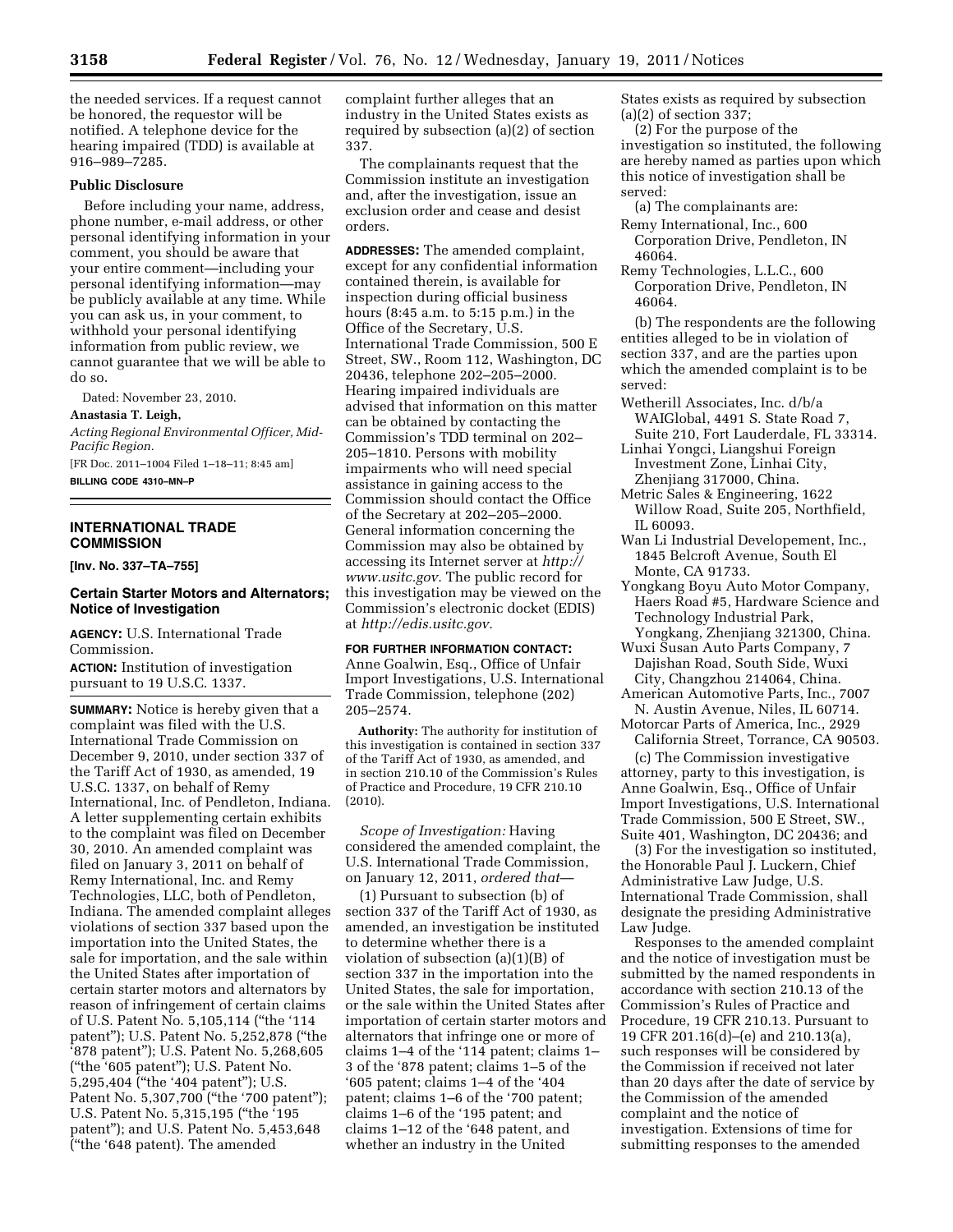the needed services. If a request cannot be honored, the requestor will be notified. A telephone device for the hearing impaired (TDD) is available at 916–989–7285.

**Public Disclosure**

Before including your name, address, phone number, e-mail address, or other personal identifying information in your comment, you should be aware that your entire comment—including your personal identifying information—may be publicly available at any time. While you can ask us, in your comment, to withhold your personal identifying information from public review, we cannot guarantee that we will be able to do so.

Dated: November 23, 2010.

**Anastasia T. Leigh,**

*Acting Regional Environmental Officer, Mid-Pacific Region.*

[FR Doc. 2011–1004 Filed 1–18–11; 8:45 am]

**BILLING CODE 4310–MN–P**

## INTERNATIONAL TRADE COMMISSION

**[Inv. No. 337–TA–755]**

### Certain Starter Motors and Alternators; Notice of Investigation

**AGENCY:** U.S. International Trade Commission.

**ACTION:** Institution of investigation pursuant to 19 U.S.C. 1337.

**SUMMARY:** Notice is hereby given that a complaint was filed with the U.S. International Trade Commission on December 9, 2010, under section 337 of the Tariff Act of 1930, as amended, 19 U.S.C. 1337, on behalf of Remy International, Inc. of Pendleton, Indiana. A letter supplementing certain exhibits to the complaint was filed on December 30, 2010. An amended complaint was filed on January 3, 2011 on behalf of Remy International, Inc. and Remy Technologies, LLC, both of Pendleton, Indiana. The amended complaint alleges violations of section 337 based upon the importation into the United States, the sale for importation, and the sale within the United States after importation of certain starter motors and alternators by reason of infringement of certain claims of U.S. Patent No. 5,105,114 ("the '114 patent"); U.S. Patent No. 5,252,878 ("the '878 patent"); U.S. Patent No. 5,268,605 ("the '605 patent"); U.S. Patent No. 5,295,404 ("the '404 patent"); U.S. Patent No. 5,307,700 ("the '700 patent"); U.S. Patent No. 5,315,195 ("the '195 patent"); and U.S. Patent No. 5,453,648 ("the '648 patent). The amended complaint further alleges that an industry in the United States exists as required by subsection (a)(2) of section 337.

The complainants request that the Commission institute an investigation and, after the investigation, issue an exclusion order and cease and desist orders.

**ADDRESSES:** The amended complaint, except for any confidential information contained therein, is available for inspection during official business hours (8:45 a.m. to 5:15 p.m.) in the Office of the Secretary, U.S. International Trade Commission, 500 E Street, SW., Room 112, Washington, DC 20436, telephone 202–205–2000. Hearing impaired individuals are advised that information on this matter can be obtained by contacting the Commission's TDD terminal on 202–205–1810. Persons with mobility impairments who will need special assistance in gaining access to the Commission should contact the Office of the Secretary at 202–205–2000. General information concerning the Commission may also be obtained by accessing its Internet server at *http://www.usitc.gov.* The public record for this investigation may be viewed on the Commission's electronic docket (EDIS) at *http://edis.usitc.gov.*

**FOR FURTHER INFORMATION CONTACT:** Anne Goalwin, Esq., Office of Unfair Import Investigations, U.S. International Trade Commission, telephone (202) 205–2574.

**Authority:** The authority for institution of this investigation is contained in section 337 of the Tariff Act of 1930, as amended, and in section 210.10 of the Commission's Rules of Practice and Procedure, 19 CFR 210.10 (2010).

*Scope of Investigation:* Having considered the amended complaint, the U.S. International Trade Commission, on January 12, 2011, *ordered that*—

(1) Pursuant to subsection (b) of section 337 of the Tariff Act of 1930, as amended, an investigation be instituted to determine whether there is a violation of subsection (a)(1)(B) of section 337 in the importation into the United States, the sale for importation, or the sale within the United States after importation of certain starter motors and alternators that infringe one or more of claims 1–4 of the '114 patent; claims 1–3 of the '878 patent; claims 1–5 of the '605 patent; claims 1–4 of the '404 patent; claims 1–6 of the '700 patent; claims 1–6 of the '195 patent; and claims 1–12 of the '648 patent, and whether an industry in the United States exists as required by subsection (a)(2) of section 337;

(2) For the purpose of the investigation so instituted, the following are hereby named as parties upon which this notice of investigation shall be served:

(a) The complainants are:

Remy International, Inc., 600 Corporation Drive, Pendleton, IN 46064.

Remy Technologies, L.L.C., 600 Corporation Drive, Pendleton, IN 46064.

(b) The respondents are the following entities alleged to be in violation of section 337, and are the parties upon which the amended complaint is to be served:

Wetherill Associates, Inc. d/b/a WAIGlobal, 4491 S. State Road 7, Suite 210, Fort Lauderdale, FL 33314.

Linhai Yongci, Liangshui Foreign Investment Zone, Linhai City, Zhenjiang 317000, China.

Metric Sales & Engineering, 1622 Willow Road, Suite 205, Northfield, IL 60093.

Wan Li Industrial Developement, Inc., 1845 Belcroft Avenue, South El Monte, CA 91733.

Yongkang Boyu Auto Motor Company, Haers Road #5, Hardware Science and Technology Industrial Park, Yongkang, Zhenjiang 321300, China.

Wuxi Susan Auto Parts Company, 7 Dajishan Road, South Side, Wuxi City, Changzhou 214064, China.

American Automotive Parts, Inc., 7007 N. Austin Avenue, Niles, IL 60714.

Motorcar Parts of America, Inc., 2929 California Street, Torrance, CA 90503.

(c) The Commission investigative attorney, party to this investigation, is Anne Goalwin, Esq., Office of Unfair Import Investigations, U.S. International Trade Commission, 500 E Street, SW., Suite 401, Washington, DC 20436; and

(3) For the investigation so instituted, the Honorable Paul J. Luckern, Chief Administrative Law Judge, U.S. International Trade Commission, shall designate the presiding Administrative Law Judge.

Responses to the amended complaint and the notice of investigation must be submitted by the named respondents in accordance with section 210.13 of the Commission's Rules of Practice and Procedure, 19 CFR 210.13. Pursuant to 19 CFR 201.16(d)–(e) and 210.13(a), such responses will be considered by the Commission if received not later than 20 days after the date of service by the Commission of the amended complaint and the notice of investigation. Extensions of time for submitting responses to the amended